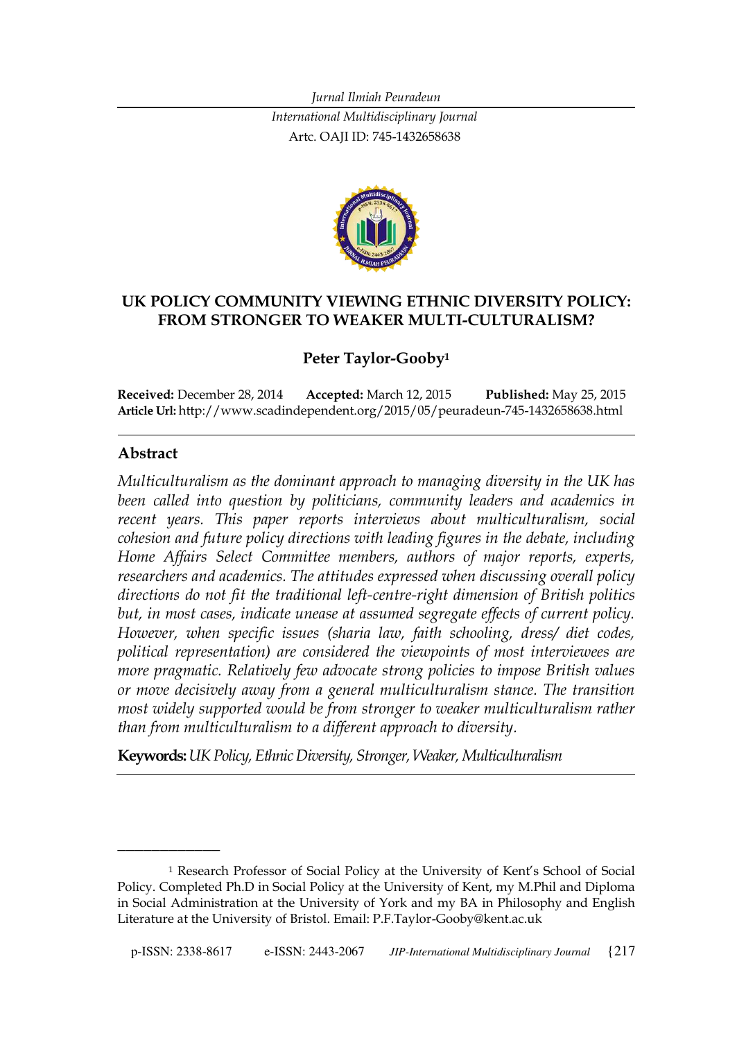*Jurnal Ilmiah Peuradeun*
*International Multidisciplinary Journal*
Artc. OAJI ID: 745-1432658638

# UK POLICY COMMUNITY VIEWING ETHNIC DIVERSITY POLICY: FROM STRONGER TO WEAKER MULTI-CULTURALISM?

**Peter Taylor-Gooby[1]**

**Received:** December 28, 2014 **Accepted:** March 12, 2015 **Published:** May 25, 2015
**Article Url:** http://www.scadindependent.org/2015/05/peuradeun-745-1432658638.html

## Abstract

*Multiculturalism as the dominant approach to managing diversity in the UK has been called into question by politicians, community leaders and academics in recent years. This paper reports interviews about multiculturalism, social cohesion and future policy directions with leading figures in the debate, including Home Affairs Select Committee members, authors of major reports, experts, researchers and academics. The attitudes expressed when discussing overall policy directions do not fit the traditional left-centre-right dimension of British politics but, in most cases, indicate unease at assumed segregate effects of current policy. However, when specific issues (sharia law, faith schooling, dress/ diet codes, political representation) are considered the viewpoints of most interviewees are more pragmatic. Relatively few advocate strong policies to impose British values or move decisively away from a general multiculturalism stance. The transition most widely supported would be from stronger to weaker multiculturalism rather than from multiculturalism to a different approach to diversity.*

**Keywords:** *UK Policy, Ethnic Diversity, Stronger, Weaker, Multiculturalism*

---

[1] Research Professor of Social Policy at the University of Kent's School of Social Policy. Completed Ph.D in Social Policy at the University of Kent, my M.Phil and Diploma in Social Administration at the University of York and my BA in Philosophy and English Literature at the University of Bristol. Email: P.F.Taylor-Gooby@kent.ac.uk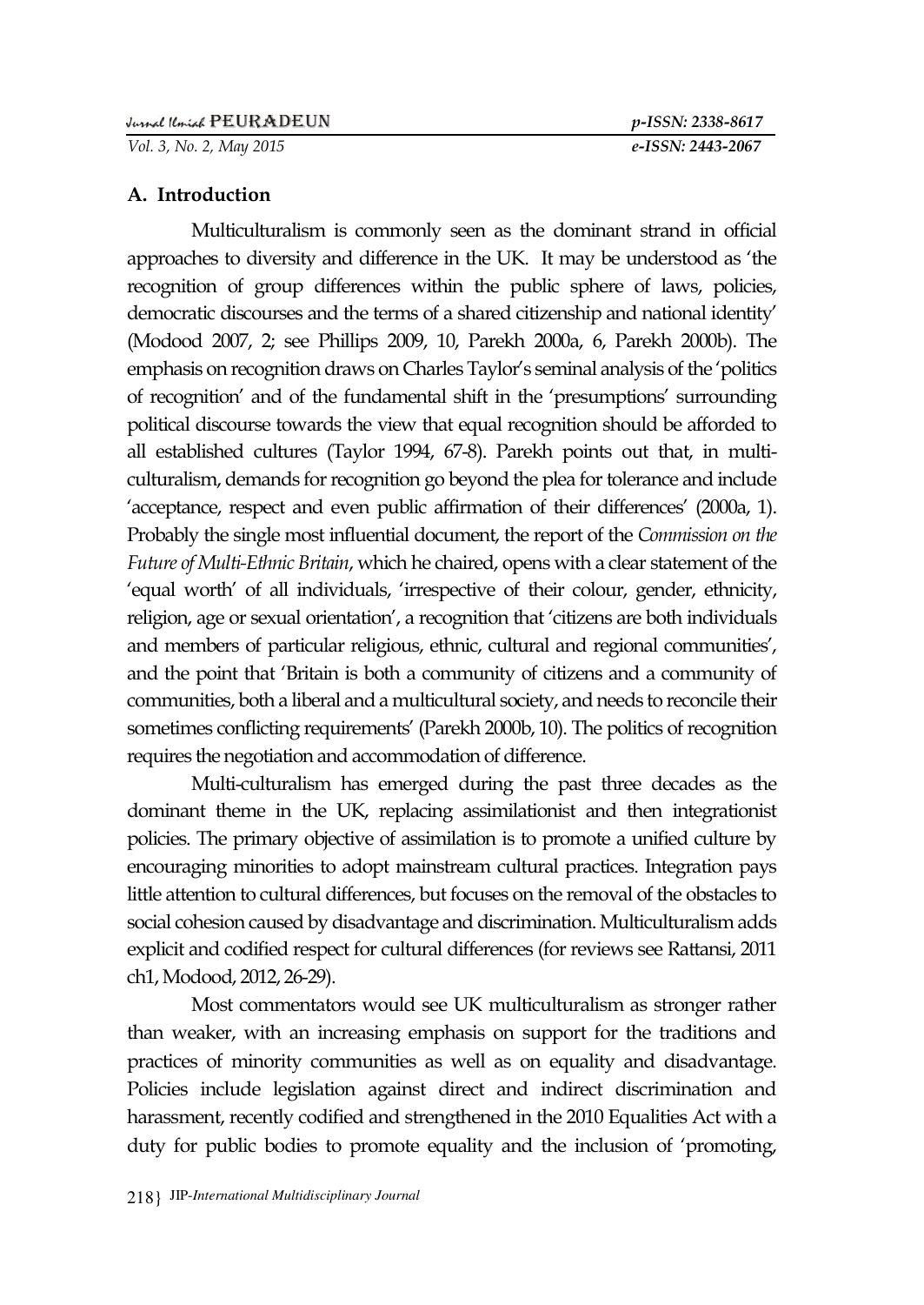## A. Introduction

Multiculturalism is commonly seen as the dominant strand in official approaches to diversity and difference in the UK. It may be understood as 'the recognition of group differences within the public sphere of laws, policies, democratic discourses and the terms of a shared citizenship and national identity' (Modood 2007, 2; see Phillips 2009, 10, Parekh 2000a, 6, Parekh 2000b). The emphasis on recognition draws on Charles Taylor's seminal analysis of the 'politics of recognition' and of the fundamental shift in the 'presumptions' surrounding political discourse towards the view that equal recognition should be afforded to all established cultures (Taylor 1994, 67-8). Parekh points out that, in multi-culturalism, demands for recognition go beyond the plea for tolerance and include 'acceptance, respect and even public affirmation of their differences' (2000a, 1). Probably the single most influential document, the report of the *Commission on the Future of Multi-Ethnic Britain*, which he chaired, opens with a clear statement of the 'equal worth' of all individuals, 'irrespective of their colour, gender, ethnicity, religion, age or sexual orientation', a recognition that 'citizens are both individuals and members of particular religious, ethnic, cultural and regional communities', and the point that 'Britain is both a community of citizens and a community of communities, both a liberal and a multicultural society, and needs to reconcile their sometimes conflicting requirements' (Parekh 2000b, 10). The politics of recognition requires the negotiation and accommodation of difference.

Multi-culturalism has emerged during the past three decades as the dominant theme in the UK, replacing assimilationist and then integrationist policies. The primary objective of assimilation is to promote a unified culture by encouraging minorities to adopt mainstream cultural practices. Integration pays little attention to cultural differences, but focuses on the removal of the obstacles to social cohesion caused by disadvantage and discrimination. Multiculturalism adds explicit and codified respect for cultural differences (for reviews see Rattansi, 2011 ch1, Modood, 2012, 26-29).

Most commentators would see UK multiculturalism as stronger rather than weaker, with an increasing emphasis on support for the traditions and practices of minority communities as well as on equality and disadvantage. Policies include legislation against direct and indirect discrimination and harassment, recently codified and strengthened in the 2010 Equalities Act with a duty for public bodies to promote equality and the inclusion of 'promoting,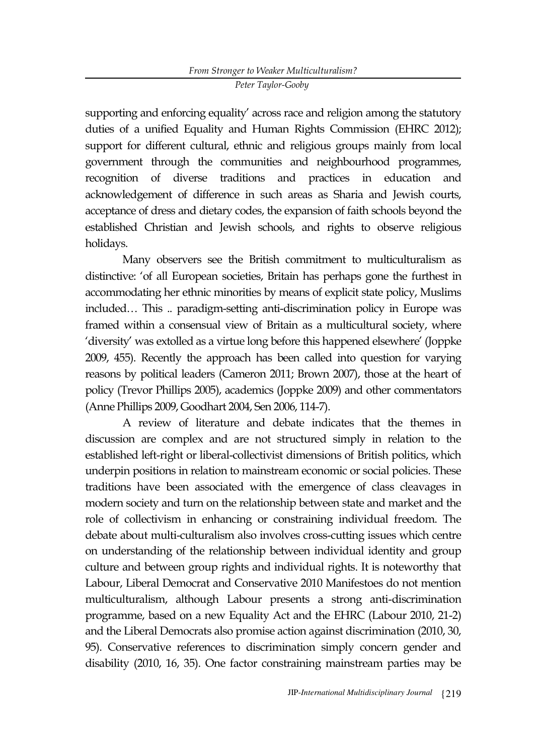supporting and enforcing equality' across race and religion among the statutory duties of a unified Equality and Human Rights Commission (EHRC 2012); support for different cultural, ethnic and religious groups mainly from local government through the communities and neighbourhood programmes, recognition of diverse traditions and practices in education and acknowledgement of difference in such areas as Sharia and Jewish courts, acceptance of dress and dietary codes, the expansion of faith schools beyond the established Christian and Jewish schools, and rights to observe religious holidays.

Many observers see the British commitment to multiculturalism as distinctive: 'of all European societies, Britain has perhaps gone the furthest in accommodating her ethnic minorities by means of explicit state policy, Muslims included… This .. paradigm-setting anti-discrimination policy in Europe was framed within a consensual view of Britain as a multicultural society, where 'diversity' was extolled as a virtue long before this happened elsewhere' (Joppke 2009, 455). Recently the approach has been called into question for varying reasons by political leaders (Cameron 2011; Brown 2007), those at the heart of policy (Trevor Phillips 2005), academics (Joppke 2009) and other commentators (Anne Phillips 2009, Goodhart 2004, Sen 2006, 114-7).

A review of literature and debate indicates that the themes in discussion are complex and are not structured simply in relation to the established left-right or liberal-collectivist dimensions of British politics, which underpin positions in relation to mainstream economic or social policies. These traditions have been associated with the emergence of class cleavages in modern society and turn on the relationship between state and market and the role of collectivism in enhancing or constraining individual freedom. The debate about multi-culturalism also involves cross-cutting issues which centre on understanding of the relationship between individual identity and group culture and between group rights and individual rights. It is noteworthy that Labour, Liberal Democrat and Conservative 2010 Manifestoes do not mention multiculturalism, although Labour presents a strong anti-discrimination programme, based on a new Equality Act and the EHRC (Labour 2010, 21-2) and the Liberal Democrats also promise action against discrimination (2010, 30, 95). Conservative references to discrimination simply concern gender and disability (2010, 16, 35). One factor constraining mainstream parties may be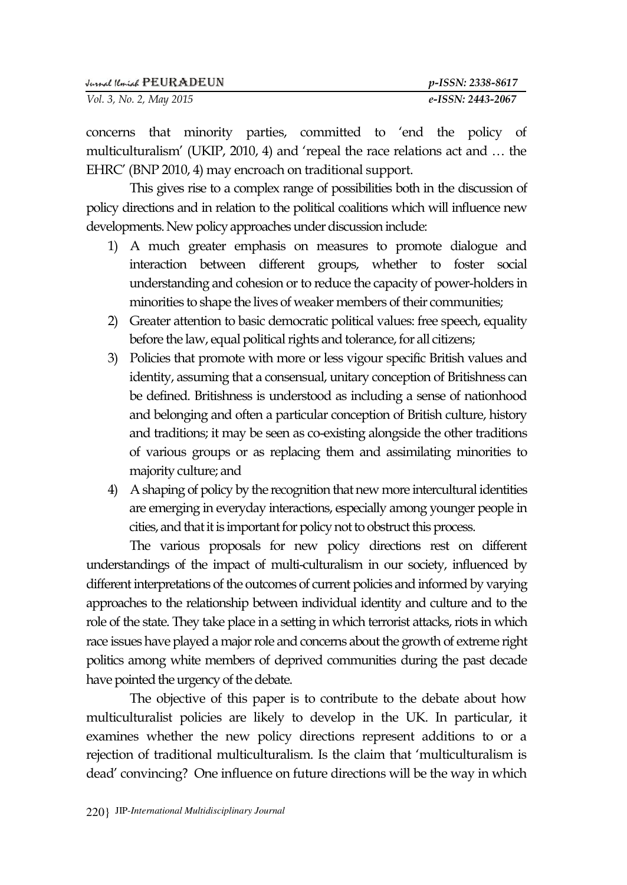concerns that minority parties, committed to 'end the policy of multiculturalism' (UKIP, 2010, 4) and 'repeal the race relations act and … the EHRC' (BNP 2010, 4) may encroach on traditional support.

This gives rise to a complex range of possibilities both in the discussion of policy directions and in relation to the political coalitions which will influence new developments. New policy approaches under discussion include:

1) A much greater emphasis on measures to promote dialogue and interaction between different groups, whether to foster social understanding and cohesion or to reduce the capacity of power-holders in minorities to shape the lives of weaker members of their communities;
2) Greater attention to basic democratic political values: free speech, equality before the law, equal political rights and tolerance, for all citizens;
3) Policies that promote with more or less vigour specific British values and identity, assuming that a consensual, unitary conception of Britishness can be defined. Britishness is understood as including a sense of nationhood and belonging and often a particular conception of British culture, history and traditions; it may be seen as co-existing alongside the other traditions of various groups or as replacing them and assimilating minorities to majority culture; and
4) A shaping of policy by the recognition that new more intercultural identities are emerging in everyday interactions, especially among younger people in cities, and that it is important for policy not to obstruct this process.

The various proposals for new policy directions rest on different understandings of the impact of multi-culturalism in our society, influenced by different interpretations of the outcomes of current policies and informed by varying approaches to the relationship between individual identity and culture and to the role of the state. They take place in a setting in which terrorist attacks, riots in which race issues have played a major role and concerns about the growth of extreme right politics among white members of deprived communities during the past decade have pointed the urgency of the debate.

The objective of this paper is to contribute to the debate about how multiculturalist policies are likely to develop in the UK. In particular, it examines whether the new policy directions represent additions to or a rejection of traditional multiculturalism. Is the claim that 'multiculturalism is dead' convincing? One influence on future directions will be the way in which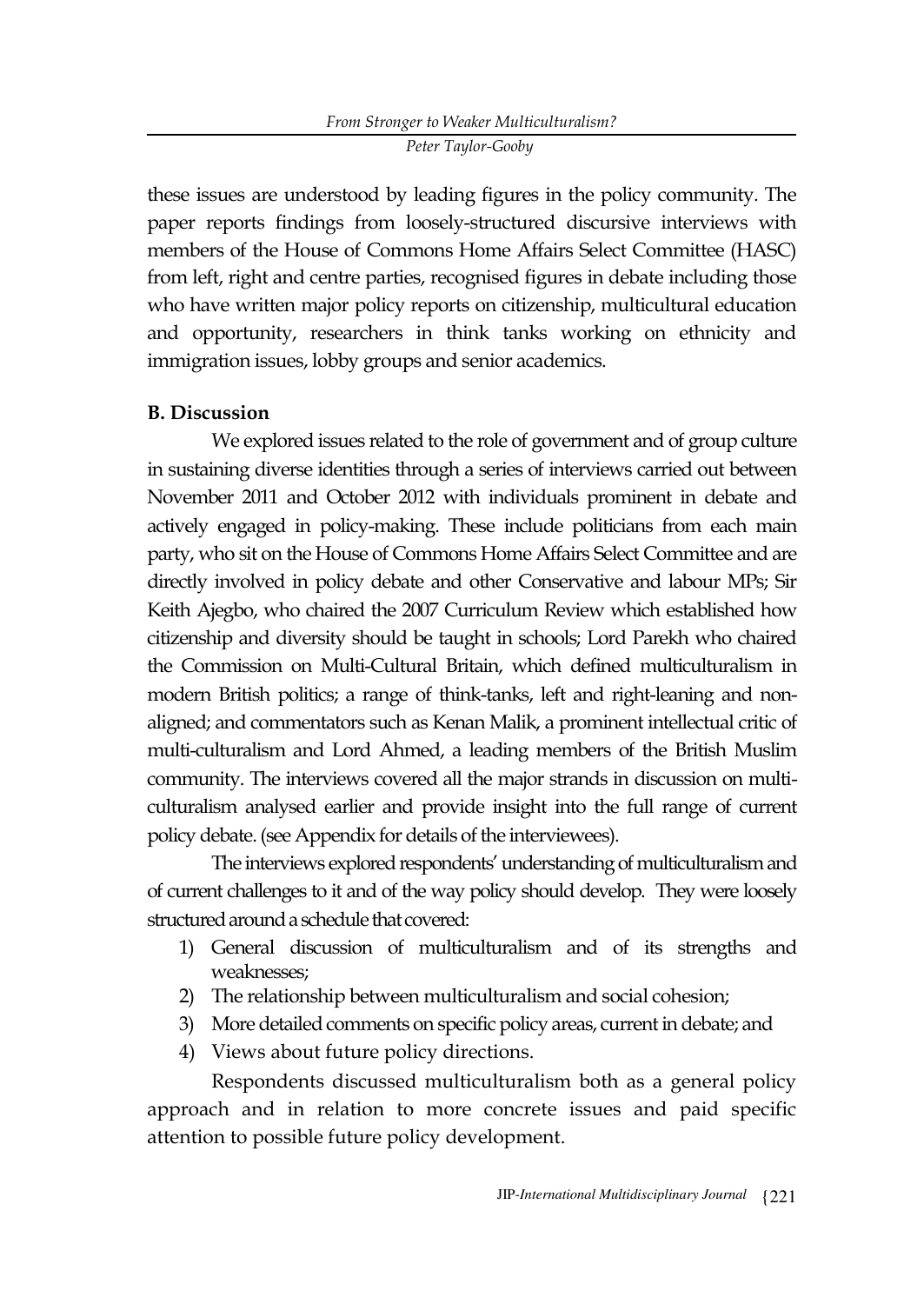these issues are understood by leading figures in the policy community. The paper reports findings from loosely-structured discursive interviews with members of the House of Commons Home Affairs Select Committee (HASC) from left, right and centre parties, recognised figures in debate including those who have written major policy reports on citizenship, multicultural education and opportunity, researchers in think tanks working on ethnicity and immigration issues, lobby groups and senior academics.

**B. Discussion**

We explored issues related to the role of government and of group culture in sustaining diverse identities through a series of interviews carried out between November 2011 and October 2012 with individuals prominent in debate and actively engaged in policy-making. These include politicians from each main party, who sit on the House of Commons Home Affairs Select Committee and are directly involved in policy debate and other Conservative and labour MPs; Sir Keith Ajegbo, who chaired the 2007 Curriculum Review which established how citizenship and diversity should be taught in schools; Lord Parekh who chaired the Commission on Multi-Cultural Britain, which defined multiculturalism in modern British politics; a range of think-tanks, left and right-leaning and non-aligned; and commentators such as Kenan Malik, a prominent intellectual critic of multi-culturalism and Lord Ahmed, a leading members of the British Muslim community. The interviews covered all the major strands in discussion on multi-culturalism analysed earlier and provide insight into the full range of current policy debate. (see Appendix for details of the interviewees).

The interviews explored respondents' understanding of multiculturalism and of current challenges to it and of the way policy should develop. They were loosely structured around a schedule that covered:

1) General discussion of multiculturalism and of its strengths and weaknesses;
2) The relationship between multiculturalism and social cohesion;
3) More detailed comments on specific policy areas, current in debate; and
4) Views about future policy directions.

Respondents discussed multiculturalism both as a general policy approach and in relation to more concrete issues and paid specific attention to possible future policy development.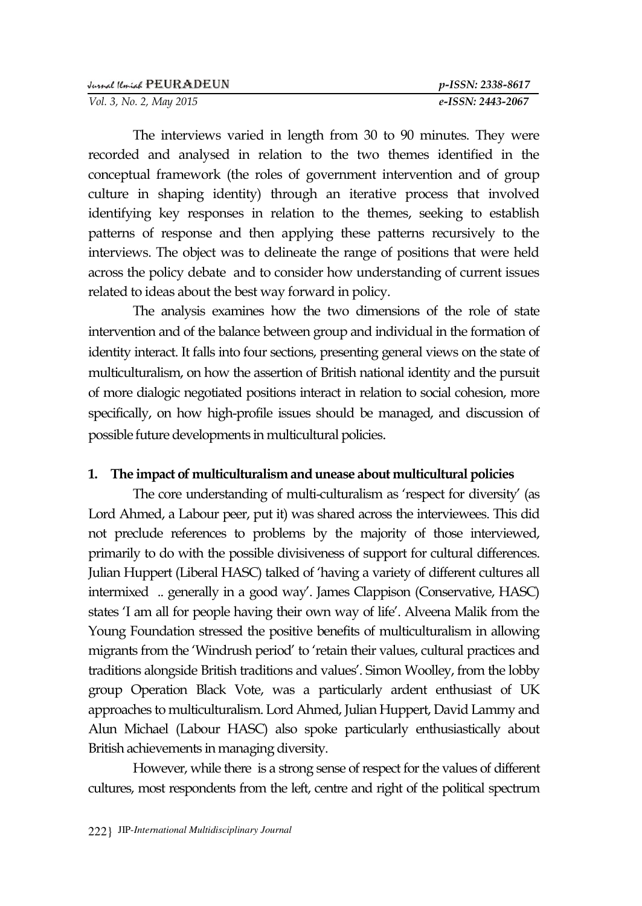The interviews varied in length from 30 to 90 minutes. They were recorded and analysed in relation to the two themes identified in the conceptual framework (the roles of government intervention and of group culture in shaping identity) through an iterative process that involved identifying key responses in relation to the themes, seeking to establish patterns of response and then applying these patterns recursively to the interviews. The object was to delineate the range of positions that were held across the policy debate and to consider how understanding of current issues related to ideas about the best way forward in policy.

The analysis examines how the two dimensions of the role of state intervention and of the balance between group and individual in the formation of identity interact. It falls into four sections, presenting general views on the state of multiculturalism, on how the assertion of British national identity and the pursuit of more dialogic negotiated positions interact in relation to social cohesion, more specifically, on how high-profile issues should be managed, and discussion of possible future developments in multicultural policies.

## 1. The impact of multiculturalism and unease about multicultural policies

The core understanding of multi-culturalism as 'respect for diversity' (as Lord Ahmed, a Labour peer, put it) was shared across the interviewees. This did not preclude references to problems by the majority of those interviewed, primarily to do with the possible divisiveness of support for cultural differences. Julian Huppert (Liberal HASC) talked of 'having a variety of different cultures all intermixed .. generally in a good way'. James Clappison (Conservative, HASC) states 'I am all for people having their own way of life'. Alveena Malik from the Young Foundation stressed the positive benefits of multiculturalism in allowing migrants from the 'Windrush period' to 'retain their values, cultural practices and traditions alongside British traditions and values'. Simon Woolley, from the lobby group Operation Black Vote, was a particularly ardent enthusiast of UK approaches to multiculturalism. Lord Ahmed, Julian Huppert, David Lammy and Alun Michael (Labour HASC) also spoke particularly enthusiastically about British achievements in managing diversity.

However, while there is a strong sense of respect for the values of different cultures, most respondents from the left, centre and right of the political spectrum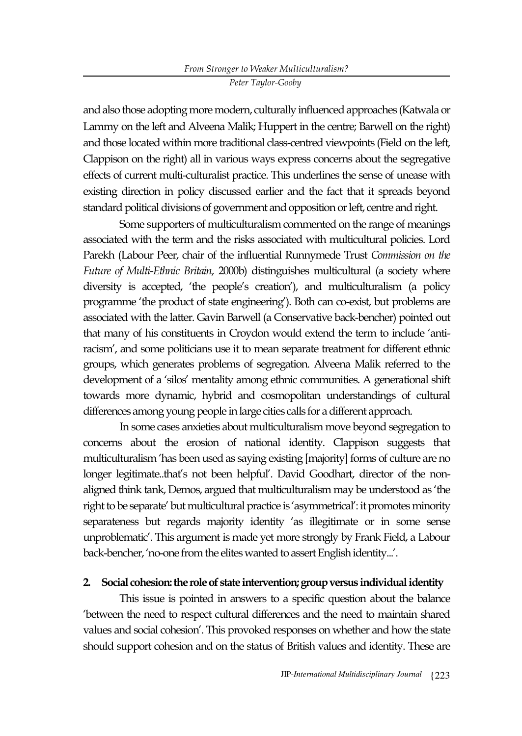and also those adopting more modern, culturally influenced approaches (Katwala or Lammy on the left and Alveena Malik; Huppert in the centre; Barwell on the right) and those located within more traditional class-centred viewpoints (Field on the left, Clappison on the right) all in various ways express concerns about the segregative effects of current multi-culturalist practice. This underlines the sense of unease with existing direction in policy discussed earlier and the fact that it spreads beyond standard political divisions of government and opposition or left, centre and right.

Some supporters of multiculturalism commented on the range of meanings associated with the term and the risks associated with multicultural policies. Lord Parekh (Labour Peer, chair of the influential Runnymede Trust *Commission on the Future of Multi-Ethnic Britain*, 2000b) distinguishes multicultural (a society where diversity is accepted, 'the people's creation'), and multiculturalism (a policy programme 'the product of state engineering'). Both can co-exist, but problems are associated with the latter. Gavin Barwell (a Conservative back-bencher) pointed out that many of his constituents in Croydon would extend the term to include 'anti-racism', and some politicians use it to mean separate treatment for different ethnic groups, which generates problems of segregation. Alveena Malik referred to the development of a 'silos' mentality among ethnic communities. A generational shift towards more dynamic, hybrid and cosmopolitan understandings of cultural differences among young people in large cities calls for a different approach.

In some cases anxieties about multiculturalism move beyond segregation to concerns about the erosion of national identity. Clappison suggests that multiculturalism 'has been used as saying existing [majority] forms of culture are no longer legitimate..that's not been helpful'. David Goodhart, director of the non-aligned think tank, Demos, argued that multiculturalism may be understood as 'the right to be separate' but multicultural practice is 'asymmetrical': it promotes minority separateness but regards majority identity 'as illegitimate or in some sense unproblematic'. This argument is made yet more strongly by Frank Field, a Labour back-bencher, 'no-one from the elites wanted to assert English identity...'.

## 2. Social cohesion: the role of state intervention; group versus individual identity

This issue is pointed in answers to a specific question about the balance 'between the need to respect cultural differences and the need to maintain shared values and social cohesion'. This provoked responses on whether and how the state should support cohesion and on the status of British values and identity. These are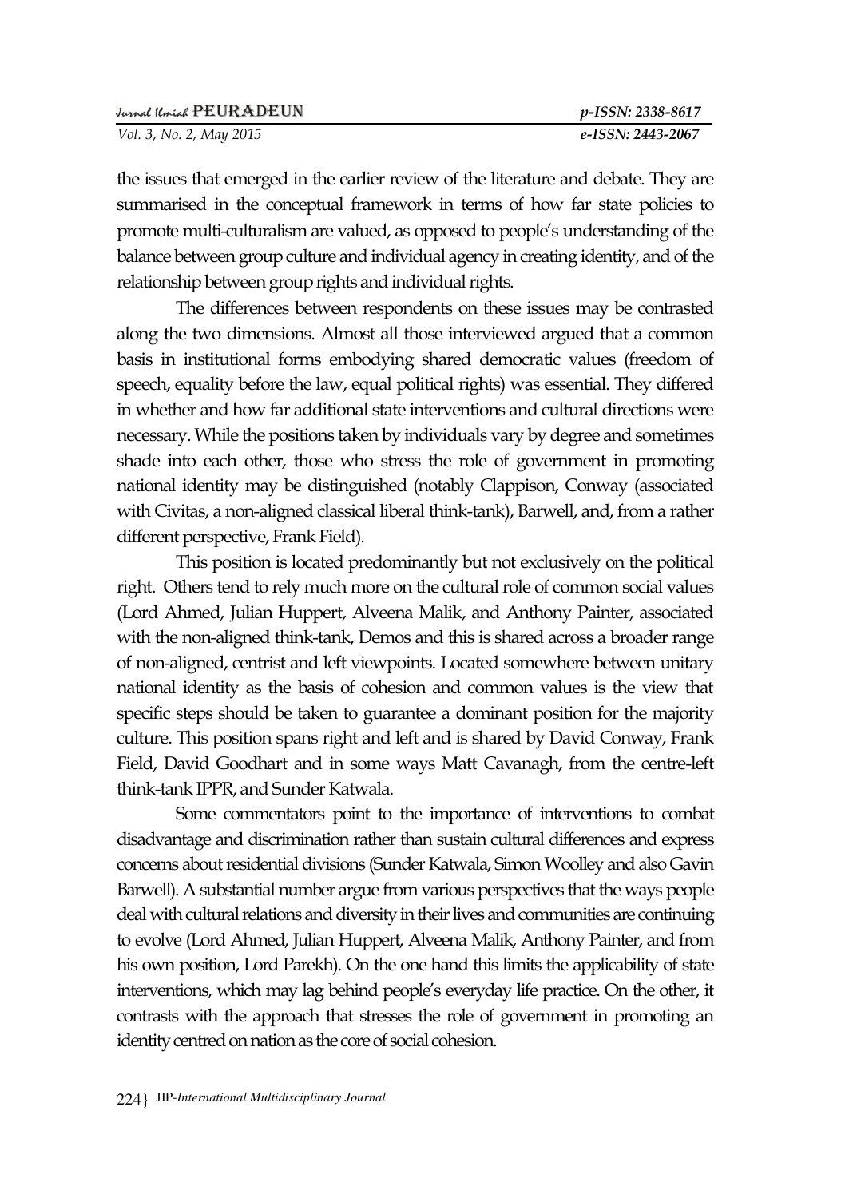the issues that emerged in the earlier review of the literature and debate. They are summarised in the conceptual framework in terms of how far state policies to promote multi-culturalism are valued, as opposed to people's understanding of the balance between group culture and individual agency in creating identity, and of the relationship between group rights and individual rights.

The differences between respondents on these issues may be contrasted along the two dimensions. Almost all those interviewed argued that a common basis in institutional forms embodying shared democratic values (freedom of speech, equality before the law, equal political rights) was essential. They differed in whether and how far additional state interventions and cultural directions were necessary. While the positions taken by individuals vary by degree and sometimes shade into each other, those who stress the role of government in promoting national identity may be distinguished (notably Clappison, Conway (associated with Civitas, a non-aligned classical liberal think-tank), Barwell, and, from a rather different perspective, Frank Field).

This position is located predominantly but not exclusively on the political right. Others tend to rely much more on the cultural role of common social values (Lord Ahmed, Julian Huppert, Alveena Malik, and Anthony Painter, associated with the non-aligned think-tank, Demos and this is shared across a broader range of non-aligned, centrist and left viewpoints. Located somewhere between unitary national identity as the basis of cohesion and common values is the view that specific steps should be taken to guarantee a dominant position for the majority culture. This position spans right and left and is shared by David Conway, Frank Field, David Goodhart and in some ways Matt Cavanagh, from the centre-left think-tank IPPR, and Sunder Katwala.

Some commentators point to the importance of interventions to combat disadvantage and discrimination rather than sustain cultural differences and express concerns about residential divisions (Sunder Katwala, Simon Woolley and also Gavin Barwell). A substantial number argue from various perspectives that the ways people deal with cultural relations and diversity in their lives and communities are continuing to evolve (Lord Ahmed, Julian Huppert, Alveena Malik, Anthony Painter, and from his own position, Lord Parekh). On the one hand this limits the applicability of state interventions, which may lag behind people's everyday life practice. On the other, it contrasts with the approach that stresses the role of government in promoting an identity centred on nation as the core of social cohesion.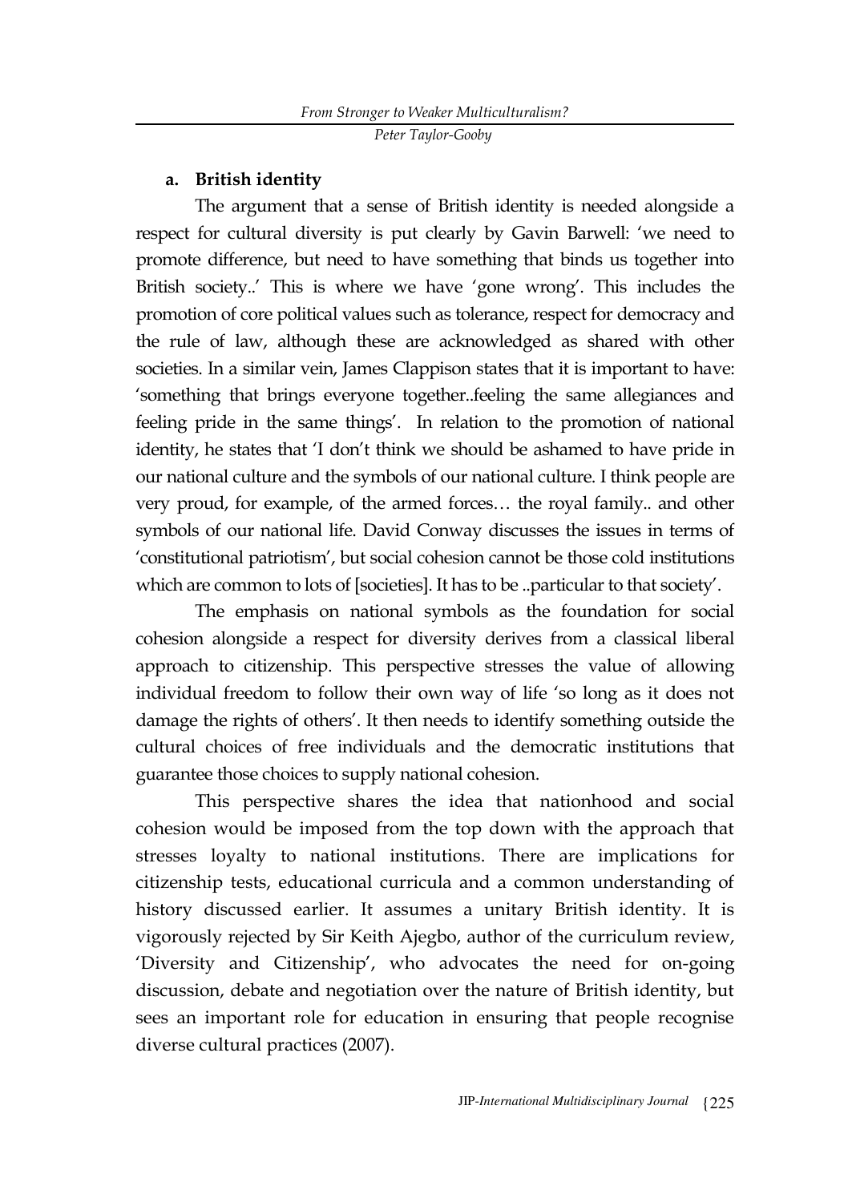**a. British identity**

The argument that a sense of British identity is needed alongside a respect for cultural diversity is put clearly by Gavin Barwell: 'we need to promote difference, but need to have something that binds us together into British society..' This is where we have 'gone wrong'. This includes the promotion of core political values such as tolerance, respect for democracy and the rule of law, although these are acknowledged as shared with other societies. In a similar vein, James Clappison states that it is important to have: 'something that brings everyone together..feeling the same allegiances and feeling pride in the same things'. In relation to the promotion of national identity, he states that 'I don't think we should be ashamed to have pride in our national culture and the symbols of our national culture. I think people are very proud, for example, of the armed forces… the royal family.. and other symbols of our national life. David Conway discusses the issues in terms of 'constitutional patriotism', but social cohesion cannot be those cold institutions which are common to lots of [societies]. It has to be ..particular to that society'.

The emphasis on national symbols as the foundation for social cohesion alongside a respect for diversity derives from a classical liberal approach to citizenship. This perspective stresses the value of allowing individual freedom to follow their own way of life 'so long as it does not damage the rights of others'. It then needs to identify something outside the cultural choices of free individuals and the democratic institutions that guarantee those choices to supply national cohesion.

This perspective shares the idea that nationhood and social cohesion would be imposed from the top down with the approach that stresses loyalty to national institutions. There are implications for citizenship tests, educational curricula and a common understanding of history discussed earlier. It assumes a unitary British identity. It is vigorously rejected by Sir Keith Ajegbo, author of the curriculum review, 'Diversity and Citizenship', who advocates the need for on-going discussion, debate and negotiation over the nature of British identity, but sees an important role for education in ensuring that people recognise diverse cultural practices (2007).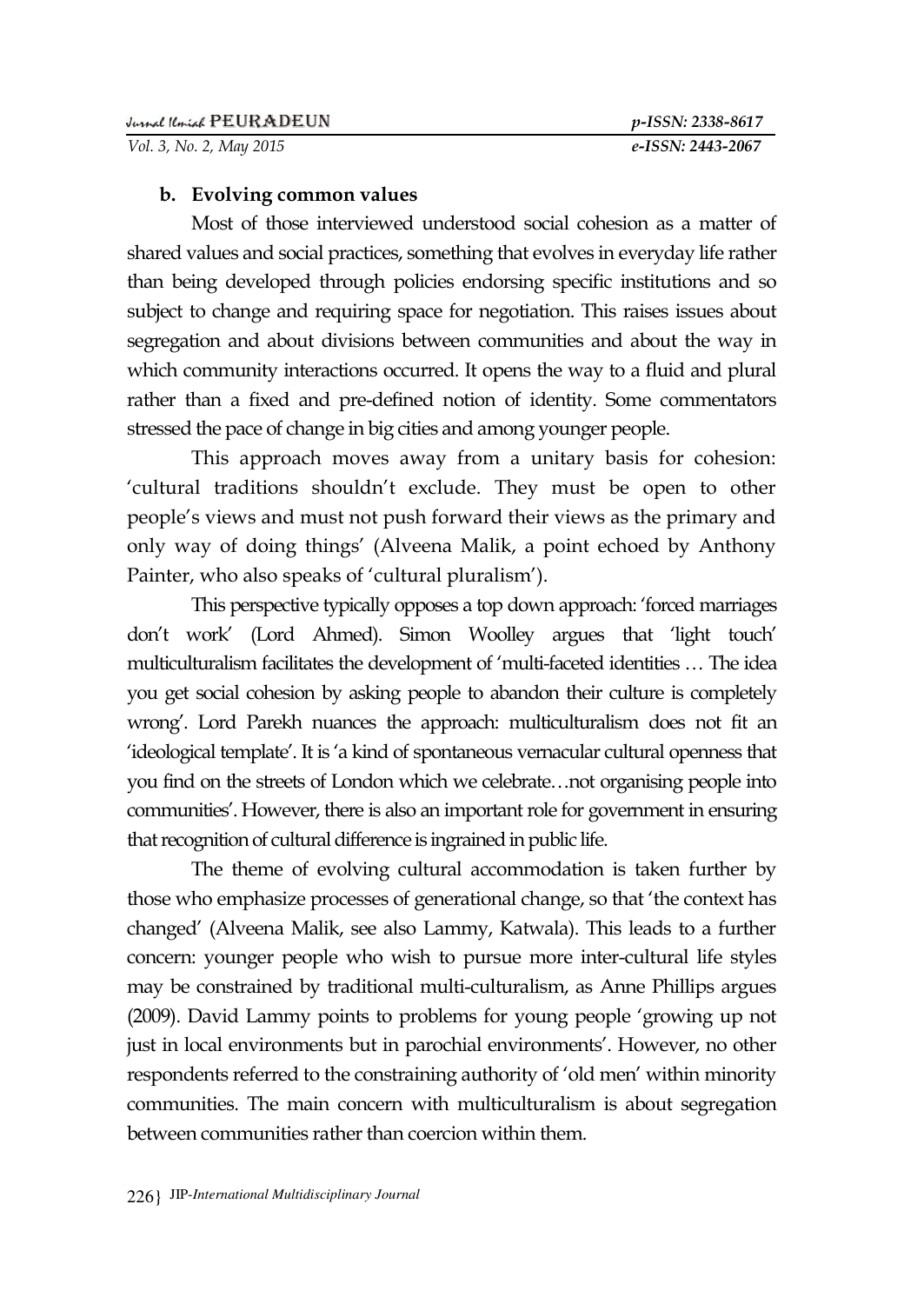### b. Evolving common values

Most of those interviewed understood social cohesion as a matter of shared values and social practices, something that evolves in everyday life rather than being developed through policies endorsing specific institutions and so subject to change and requiring space for negotiation. This raises issues about segregation and about divisions between communities and about the way in which community interactions occurred. It opens the way to a fluid and plural rather than a fixed and pre-defined notion of identity. Some commentators stressed the pace of change in big cities and among younger people.

This approach moves away from a unitary basis for cohesion: 'cultural traditions shouldn't exclude. They must be open to other people's views and must not push forward their views as the primary and only way of doing things' (Alveena Malik, a point echoed by Anthony Painter, who also speaks of 'cultural pluralism').

This perspective typically opposes a top down approach: 'forced marriages don't work' (Lord Ahmed). Simon Woolley argues that 'light touch' multiculturalism facilitates the development of 'multi-faceted identities … The idea you get social cohesion by asking people to abandon their culture is completely wrong'. Lord Parekh nuances the approach: multiculturalism does not fit an 'ideological template'. It is 'a kind of spontaneous vernacular cultural openness that you find on the streets of London which we celebrate…not organising people into communities'. However, there is also an important role for government in ensuring that recognition of cultural difference is ingrained in public life.

The theme of evolving cultural accommodation is taken further by those who emphasize processes of generational change, so that 'the context has changed' (Alveena Malik, see also Lammy, Katwala). This leads to a further concern: younger people who wish to pursue more inter-cultural life styles may be constrained by traditional multi-culturalism, as Anne Phillips argues (2009). David Lammy points to problems for young people 'growing up not just in local environments but in parochial environments'. However, no other respondents referred to the constraining authority of 'old men' within minority communities. The main concern with multiculturalism is about segregation between communities rather than coercion within them.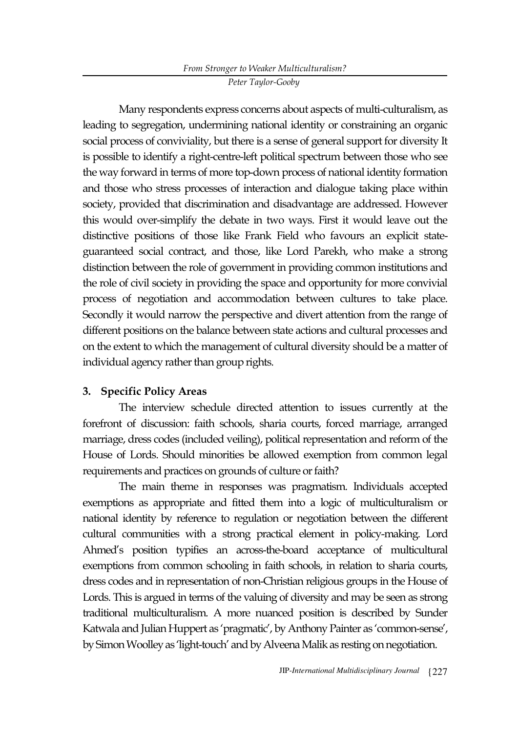Many respondents express concerns about aspects of multi-culturalism, as leading to segregation, undermining national identity or constraining an organic social process of conviviality, but there is a sense of general support for diversity It is possible to identify a right-centre-left political spectrum between those who see the way forward in terms of more top-down process of national identity formation and those who stress processes of interaction and dialogue taking place within society, provided that discrimination and disadvantage are addressed. However this would over-simplify the debate in two ways. First it would leave out the distinctive positions of those like Frank Field who favours an explicit state-guaranteed social contract, and those, like Lord Parekh, who make a strong distinction between the role of government in providing common institutions and the role of civil society in providing the space and opportunity for more convivial process of negotiation and accommodation between cultures to take place. Secondly it would narrow the perspective and divert attention from the range of different positions on the balance between state actions and cultural processes and on the extent to which the management of cultural diversity should be a matter of individual agency rather than group rights.

### 3. Specific Policy Areas

The interview schedule directed attention to issues currently at the forefront of discussion: faith schools, sharia courts, forced marriage, arranged marriage, dress codes (included veiling), political representation and reform of the House of Lords. Should minorities be allowed exemption from common legal requirements and practices on grounds of culture or faith?

The main theme in responses was pragmatism. Individuals accepted exemptions as appropriate and fitted them into a logic of multiculturalism or national identity by reference to regulation or negotiation between the different cultural communities with a strong practical element in policy-making. Lord Ahmed's position typifies an across-the-board acceptance of multicultural exemptions from common schooling in faith schools, in relation to sharia courts, dress codes and in representation of non-Christian religious groups in the House of Lords. This is argued in terms of the valuing of diversity and may be seen as strong traditional multiculturalism. A more nuanced position is described by Sunder Katwala and Julian Huppert as 'pragmatic', by Anthony Painter as 'common-sense', by Simon Woolley as 'light-touch' and by Alveena Malik as resting on negotiation.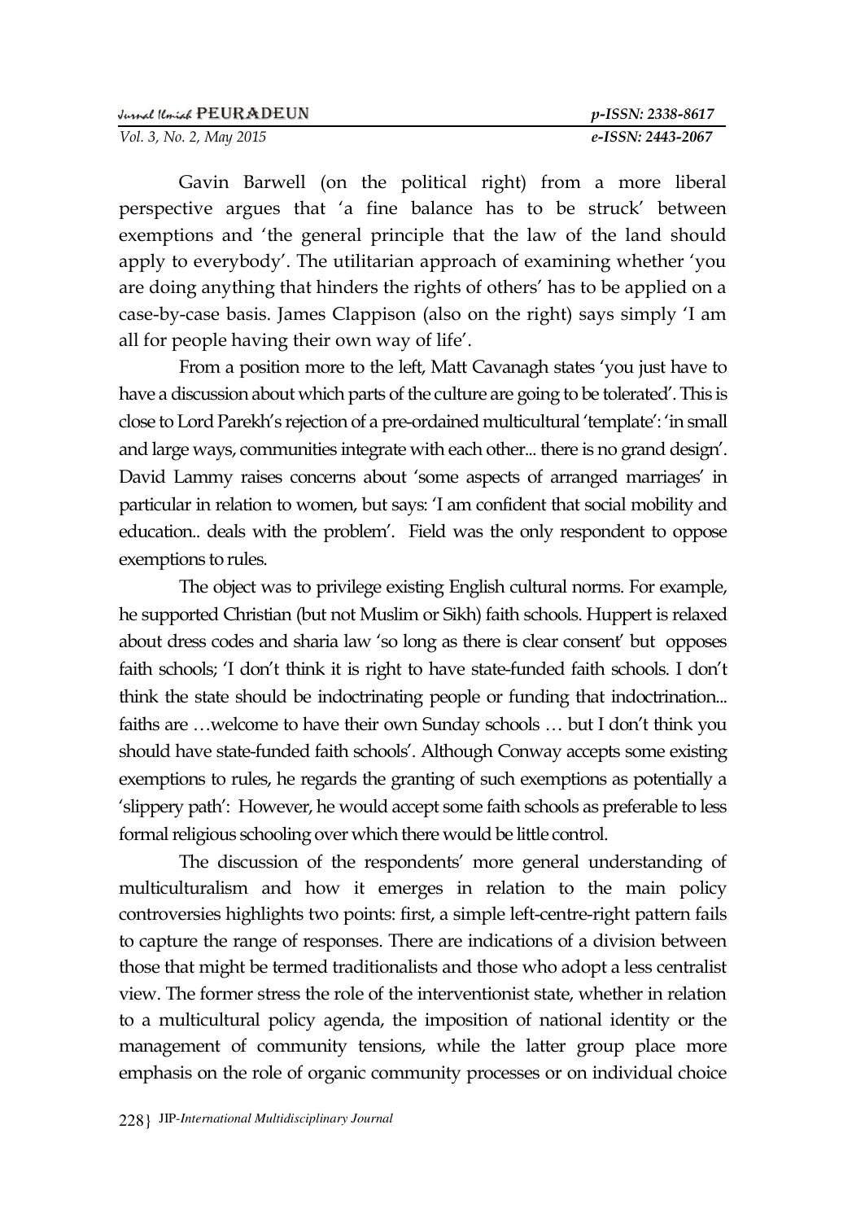Gavin Barwell (on the political right) from a more liberal perspective argues that 'a fine balance has to be struck' between exemptions and 'the general principle that the law of the land should apply to everybody'. The utilitarian approach of examining whether 'you are doing anything that hinders the rights of others' has to be applied on a case-by-case basis. James Clappison (also on the right) says simply 'I am all for people having their own way of life'.

From a position more to the left, Matt Cavanagh states 'you just have to have a discussion about which parts of the culture are going to be tolerated'. This is close to Lord Parekh's rejection of a pre-ordained multicultural 'template': 'in small and large ways, communities integrate with each other... there is no grand design'. David Lammy raises concerns about 'some aspects of arranged marriages' in particular in relation to women, but says: 'I am confident that social mobility and education.. deals with the problem'. Field was the only respondent to oppose exemptions to rules.

The object was to privilege existing English cultural norms. For example, he supported Christian (but not Muslim or Sikh) faith schools. Huppert is relaxed about dress codes and sharia law 'so long as there is clear consent' but opposes faith schools; 'I don't think it is right to have state-funded faith schools. I don't think the state should be indoctrinating people or funding that indoctrination... faiths are …welcome to have their own Sunday schools … but I don't think you should have state-funded faith schools'. Although Conway accepts some existing exemptions to rules, he regards the granting of such exemptions as potentially a 'slippery path': However, he would accept some faith schools as preferable to less formal religious schooling over which there would be little control.

The discussion of the respondents' more general understanding of multiculturalism and how it emerges in relation to the main policy controversies highlights two points: first, a simple left-centre-right pattern fails to capture the range of responses. There are indications of a division between those that might be termed traditionalists and those who adopt a less centralist view. The former stress the role of the interventionist state, whether in relation to a multicultural policy agenda, the imposition of national identity or the management of community tensions, while the latter group place more emphasis on the role of organic community processes or on individual choice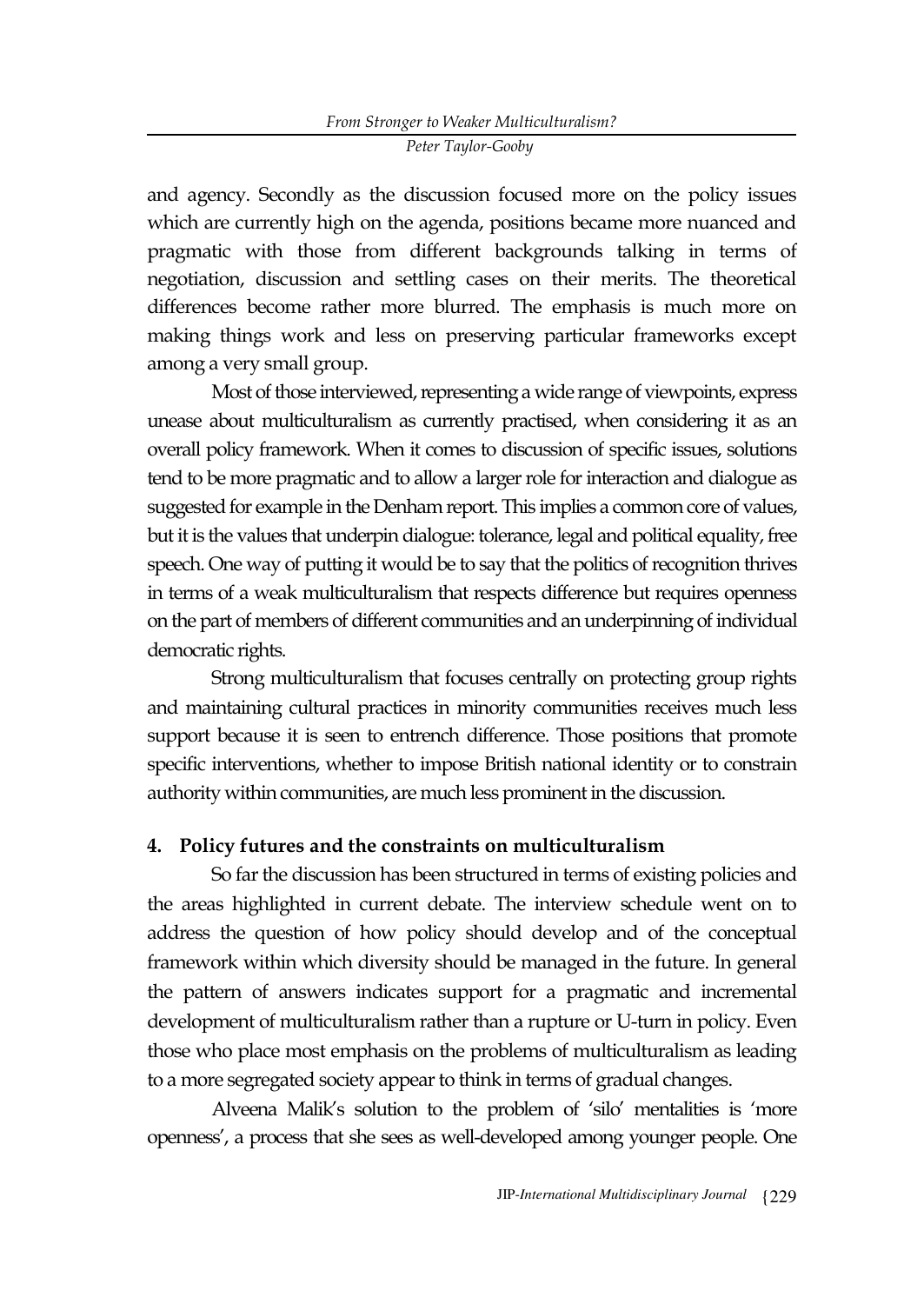and agency. Secondly as the discussion focused more on the policy issues which are currently high on the agenda, positions became more nuanced and pragmatic with those from different backgrounds talking in terms of negotiation, discussion and settling cases on their merits. The theoretical differences become rather more blurred. The emphasis is much more on making things work and less on preserving particular frameworks except among a very small group.

Most of those interviewed, representing a wide range of viewpoints, express unease about multiculturalism as currently practised, when considering it as an overall policy framework. When it comes to discussion of specific issues, solutions tend to be more pragmatic and to allow a larger role for interaction and dialogue as suggested for example in the Denham report. This implies a common core of values, but it is the values that underpin dialogue: tolerance, legal and political equality, free speech. One way of putting it would be to say that the politics of recognition thrives in terms of a weak multiculturalism that respects difference but requires openness on the part of members of different communities and an underpinning of individual democratic rights.

Strong multiculturalism that focuses centrally on protecting group rights and maintaining cultural practices in minority communities receives much less support because it is seen to entrench difference. Those positions that promote specific interventions, whether to impose British national identity or to constrain authority within communities, are much less prominent in the discussion.

## 4. Policy futures and the constraints on multiculturalism

So far the discussion has been structured in terms of existing policies and the areas highlighted in current debate. The interview schedule went on to address the question of how policy should develop and of the conceptual framework within which diversity should be managed in the future. In general the pattern of answers indicates support for a pragmatic and incremental development of multiculturalism rather than a rupture or U-turn in policy. Even those who place most emphasis on the problems of multiculturalism as leading to a more segregated society appear to think in terms of gradual changes.

Alveena Malik's solution to the problem of 'silo' mentalities is 'more openness', a process that she sees as well-developed among younger people. One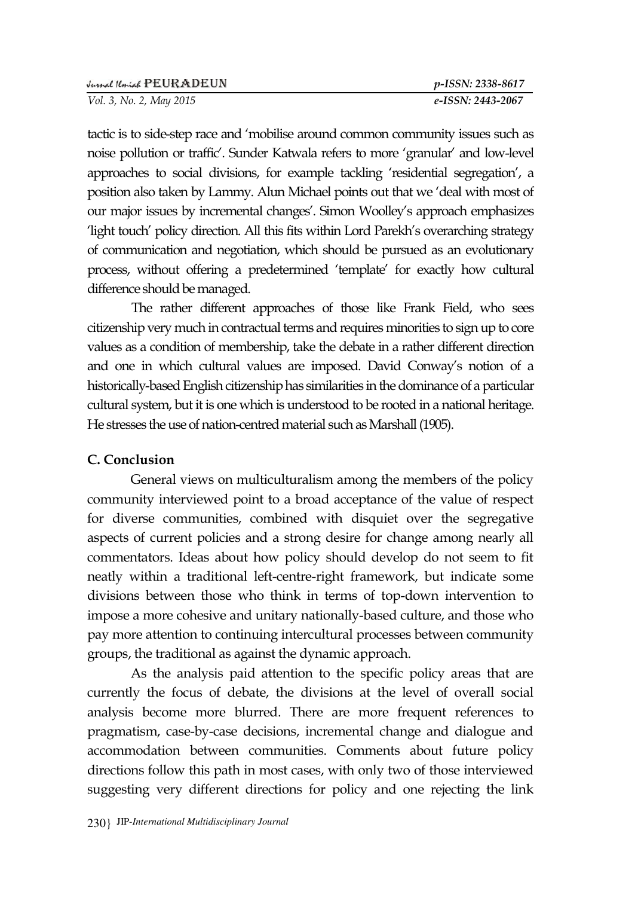tactic is to side-step race and 'mobilise around common community issues such as noise pollution or traffic'. Sunder Katwala refers to more 'granular' and low-level approaches to social divisions, for example tackling 'residential segregation', a position also taken by Lammy. Alun Michael points out that we 'deal with most of our major issues by incremental changes'. Simon Woolley's approach emphasizes 'light touch' policy direction. All this fits within Lord Parekh's overarching strategy of communication and negotiation, which should be pursued as an evolutionary process, without offering a predetermined 'template' for exactly how cultural difference should be managed.

The rather different approaches of those like Frank Field, who sees citizenship very much in contractual terms and requires minorities to sign up to core values as a condition of membership, take the debate in a rather different direction and one in which cultural values are imposed. David Conway's notion of a historically-based English citizenship has similarities in the dominance of a particular cultural system, but it is one which is understood to be rooted in a national heritage. He stresses the use of nation-centred material such as Marshall (1905).

## C. Conclusion

General views on multiculturalism among the members of the policy community interviewed point to a broad acceptance of the value of respect for diverse communities, combined with disquiet over the segregative aspects of current policies and a strong desire for change among nearly all commentators. Ideas about how policy should develop do not seem to fit neatly within a traditional left-centre-right framework, but indicate some divisions between those who think in terms of top-down intervention to impose a more cohesive and unitary nationally-based culture, and those who pay more attention to continuing intercultural processes between community groups, the traditional as against the dynamic approach.

As the analysis paid attention to the specific policy areas that are currently the focus of debate, the divisions at the level of overall social analysis become more blurred. There are more frequent references to pragmatism, case-by-case decisions, incremental change and dialogue and accommodation between communities. Comments about future policy directions follow this path in most cases, with only two of those interviewed suggesting very different directions for policy and one rejecting the link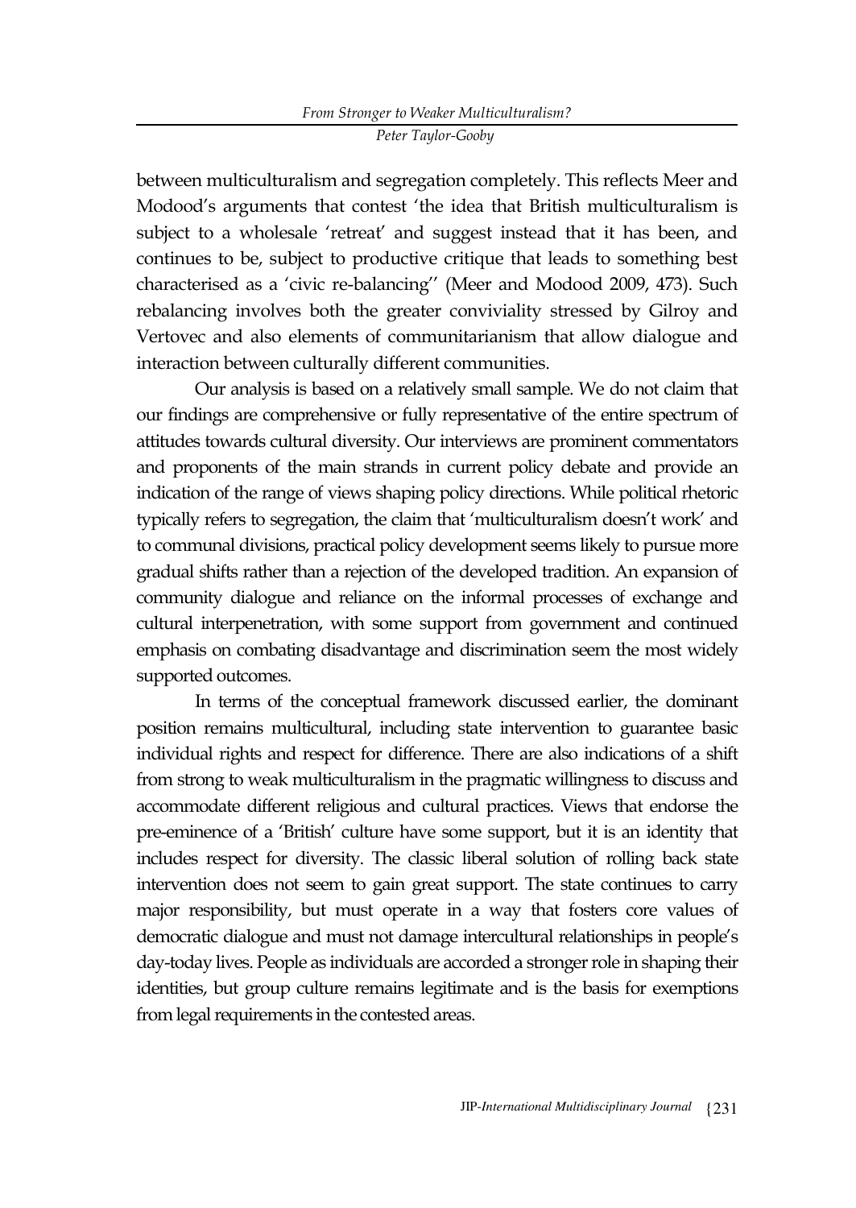between multiculturalism and segregation completely. This reflects Meer and Modood's arguments that contest 'the idea that British multiculturalism is subject to a wholesale 'retreat' and suggest instead that it has been, and continues to be, subject to productive critique that leads to something best characterised as a 'civic re-balancing'' (Meer and Modood 2009, 473). Such rebalancing involves both the greater conviviality stressed by Gilroy and Vertovec and also elements of communitarianism that allow dialogue and interaction between culturally different communities.

Our analysis is based on a relatively small sample. We do not claim that our findings are comprehensive or fully representative of the entire spectrum of attitudes towards cultural diversity. Our interviews are prominent commentators and proponents of the main strands in current policy debate and provide an indication of the range of views shaping policy directions. While political rhetoric typically refers to segregation, the claim that 'multiculturalism doesn't work' and to communal divisions, practical policy development seems likely to pursue more gradual shifts rather than a rejection of the developed tradition. An expansion of community dialogue and reliance on the informal processes of exchange and cultural interpenetration, with some support from government and continued emphasis on combating disadvantage and discrimination seem the most widely supported outcomes.

In terms of the conceptual framework discussed earlier, the dominant position remains multicultural, including state intervention to guarantee basic individual rights and respect for difference. There are also indications of a shift from strong to weak multiculturalism in the pragmatic willingness to discuss and accommodate different religious and cultural practices. Views that endorse the pre-eminence of a 'British' culture have some support, but it is an identity that includes respect for diversity. The classic liberal solution of rolling back state intervention does not seem to gain great support. The state continues to carry major responsibility, but must operate in a way that fosters core values of democratic dialogue and must not damage intercultural relationships in people's day-today lives. People as individuals are accorded a stronger role in shaping their identities, but group culture remains legitimate and is the basis for exemptions from legal requirements in the contested areas.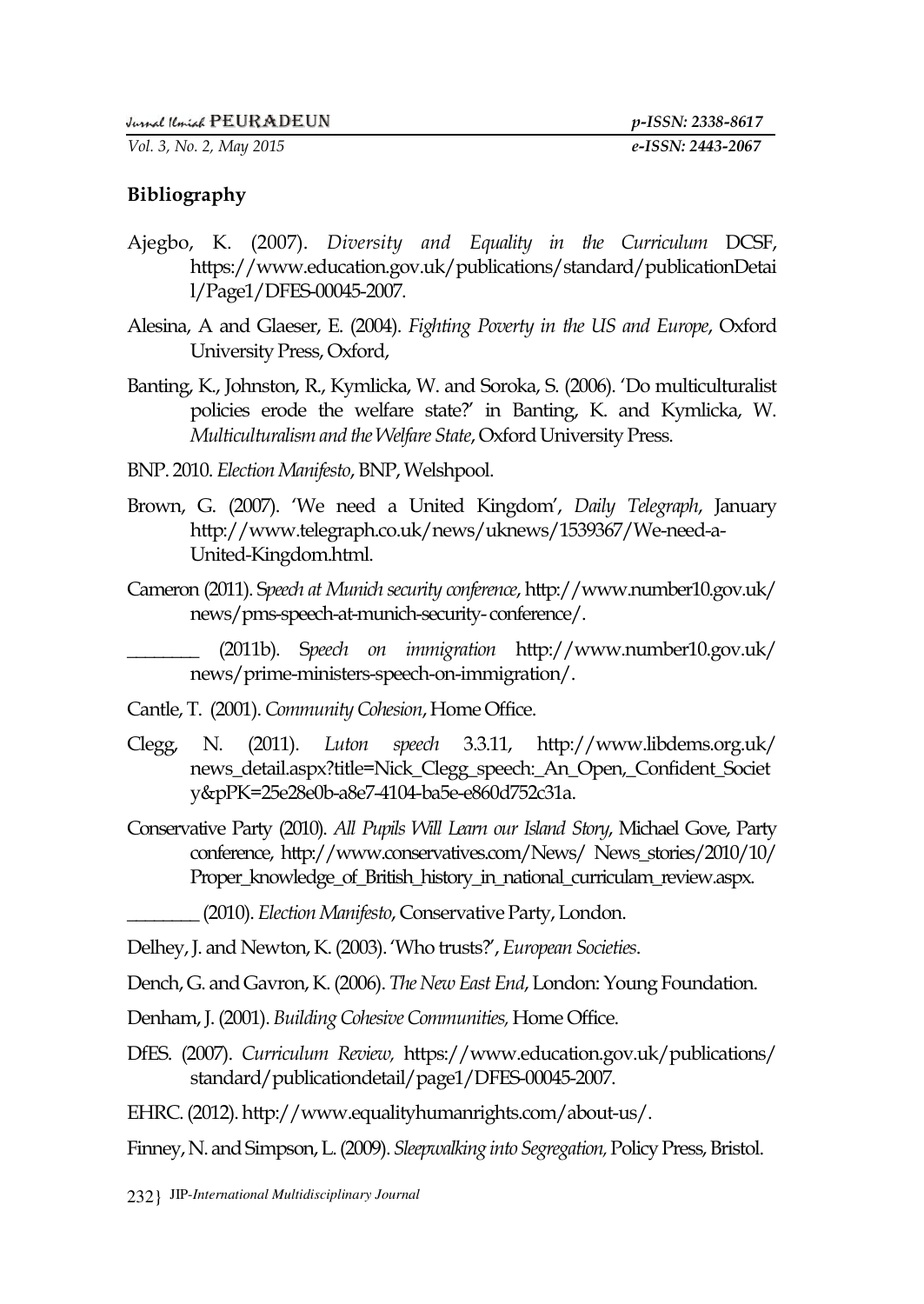## Bibliography

Ajegbo, K. (2007). *Diversity and Equality in the Curriculum* DCSF, https://www.education.gov.uk/publications/standard/publicationDetail/Page1/DFES-00045-2007.

Alesina, A and Glaeser, E. (2004). *Fighting Poverty in the US and Europe*, Oxford University Press, Oxford,

Banting, K., Johnston, R., Kymlicka, W. and Soroka, S. (2006). 'Do multiculturalist policies erode the welfare state?' in Banting, K. and Kymlicka, W. *Multiculturalism and the Welfare State*, Oxford University Press.

BNP. 2010. *Election Manifesto*, BNP, Welshpool.

Brown, G. (2007). 'We need a United Kingdom', *Daily Telegraph*, January http://www.telegraph.co.uk/news/uknews/1539367/We-need-a-United-Kingdom.html.

Cameron (2011). S*peech at Munich security conference*, http://www.number10.gov.uk/news/pms-speech-at-munich-security- conference/.

________ (2011b). S*peech on immigration* http://www.number10.gov.uk/news/prime-ministers-speech-on-immigration/.

Cantle, T. (2001). *Community Cohesion*, Home Office.

Clegg, N. (2011). *Luton speech* 3.3.11, http://www.libdems.org.uk/news_detail.aspx?title=Nick_Clegg_speech:_An_Open,_Confident_Society&pPK=25e28e0b-a8e7-4104-ba5e-e860d752c31a.

Conservative Party (2010). *All Pupils Will Learn our Island Story*, Michael Gove, Party conference, http://www.conservatives.com/News/ News_stories/2010/10/Proper_knowledge_of_British_history_in_national_curriculam_review.aspx.

________ (2010). *Election Manifesto*, Conservative Party, London.

Delhey, J. and Newton, K. (2003). 'Who trusts?', *European Societies*.

Dench, G. and Gavron, K. (2006). *The New East End*, London: Young Foundation.

Denham, J. (2001). *Building Cohesive Communities,* Home Office.

DfES. (2007). *Curriculum Review,* https://www.education.gov.uk/publications/standard/publicationdetail/page1/DFES-00045-2007.

EHRC. (2012). http://www.equalityhumanrights.com/about-us/.

Finney, N. and Simpson, L. (2009). *Sleepwalking into Segregation,* Policy Press, Bristol.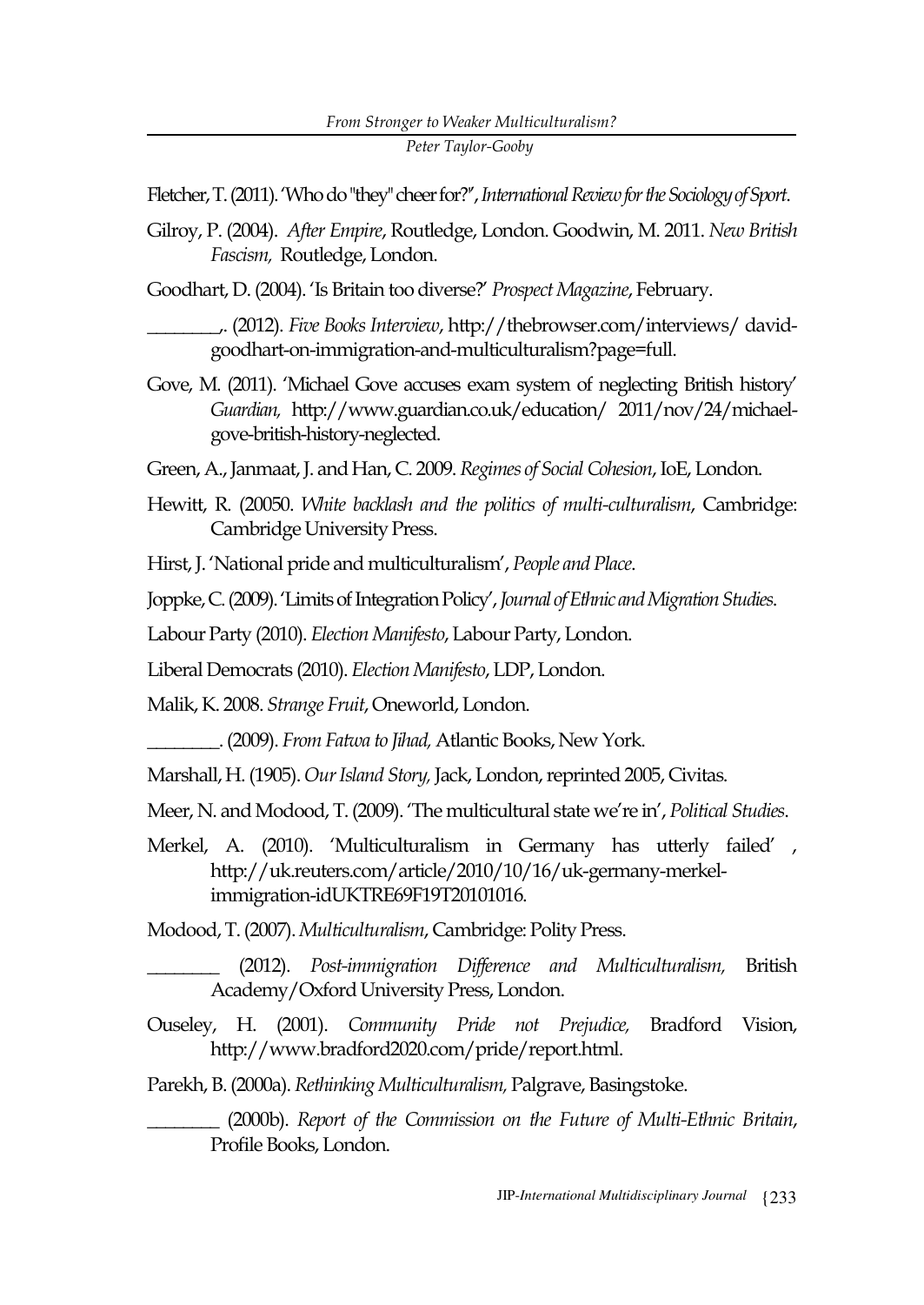Fletcher, T. (2011). 'Who do "they" cheer for?", *International Review for the Sociology of Sport*.

Gilroy, P. (2004). *After Empire*, Routledge, London. Goodwin, M. 2011. *New British Fascism,* Routledge, London.

Goodhart, D. (2004). 'Is Britain too diverse?' *Prospect Magazine*, February.

________. (2012). *Five Books Interview*, http://thebrowser.com/interviews/ david-goodhart-on-immigration-and-multiculturalism?page=full.

Gove, M. (2011). 'Michael Gove accuses exam system of neglecting British history' *Guardian,* http://www.guardian.co.uk/education/ 2011/nov/24/michael-gove-british-history-neglected.

Green, A., Janmaat, J. and Han, C. 2009. *Regimes of Social Cohesion*, IoE, London.

Hewitt, R. (20050. *White backlash and the politics of multi-culturalism*, Cambridge: Cambridge University Press.

Hirst, J. 'National pride and multiculturalism', *People and Place*.

Joppke, C. (2009). 'Limits of Integration Policy', *Journal of Ethnic and Migration Studies*.

Labour Party (2010). *Election Manifesto*, Labour Party, London.

Liberal Democrats (2010). *Election Manifesto*, LDP, London.

Malik, K. 2008. *Strange Fruit*, Oneworld, London.

________. (2009). *From Fatwa to Jihad,* Atlantic Books, New York.

Marshall, H. (1905). *Our Island Story,* Jack, London, reprinted 2005, Civitas.

Meer, N. and Modood, T. (2009). 'The multicultural state we're in', *Political Studies*.

Merkel, A. (2010). 'Multiculturalism in Germany has utterly failed' , http://uk.reuters.com/article/2010/10/16/uk-germany-merkel-immigration-idUKTRE69F19T20101016.

Modood, T. (2007). *Multiculturalism*, Cambridge: Polity Press.

________ (2012). *Post-immigration Difference and Multiculturalism,* British Academy/Oxford University Press, London.

Ouseley, H. (2001). *Community Pride not Prejudice,* Bradford Vision, http://www.bradford2020.com/pride/report.html.

Parekh, B. (2000a). *Rethinking Multiculturalism,* Palgrave, Basingstoke.

________ (2000b). *Report of the Commission on the Future of Multi-Ethnic Britain*, Profile Books, London.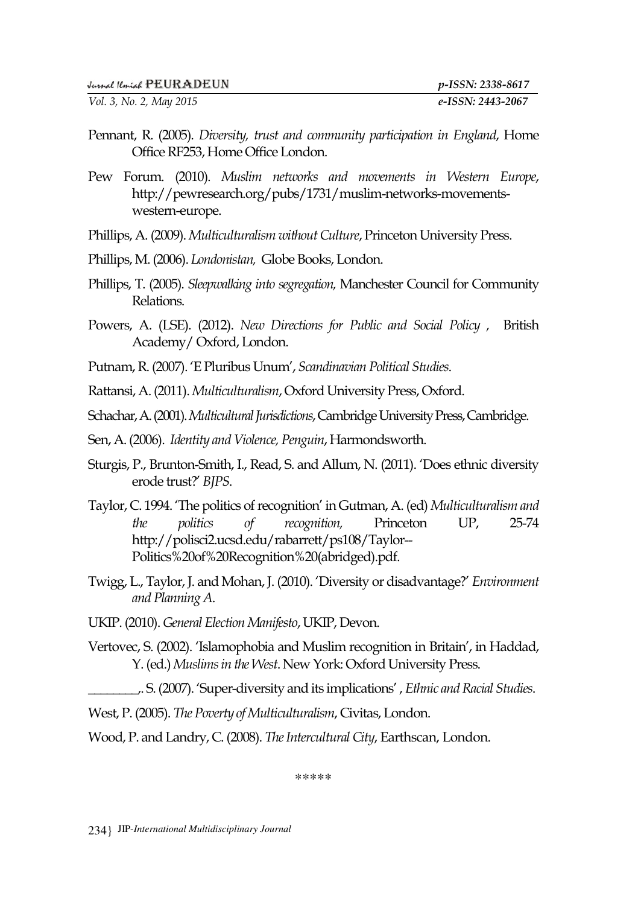Pennant, R. (2005). *Diversity, trust and community participation in England*, Home Office RF253, Home Office London.

Pew Forum. (2010). *Muslim networks and movements in Western Europe*, http://pewresearch.org/pubs/1731/muslim-networks-movements-western-europe.

Phillips, A. (2009). *Multiculturalism without Culture*, Princeton University Press.

Phillips, M. (2006). *Londonistan,* Globe Books, London.

Phillips, T. (2005). *Sleepwalking into segregation,* Manchester Council for Community Relations.

Powers, A. (LSE). (2012). *New Directions for Public and Social Policy ,* British Academy/ Oxford, London.

Putnam, R. (2007). 'E Pluribus Unum', *Scandinavian Political Studies*.

Rattansi, A. (2011). *Multiculturalism*, Oxford University Press, Oxford.

Schachar, A. (2001). *Multicultural Jurisdictions*, Cambridge University Press, Cambridge.

Sen, A. (2006). *Identity and Violence, Penguin*, Harmondsworth.

Sturgis, P., Brunton-Smith, I., Read, S. and Allum, N. (2011). 'Does ethnic diversity erode trust?' *BJPS*.

Taylor, C. 1994. 'The politics of recognition' in Gutman, A. (ed) *Multiculturalism and the politics of recognition,* Princeton UP, 25-74 http://polisci2.ucsd.edu/rabarrett/ps108/Taylor--Politics%20of%20Recognition%20(abridged).pdf.

Twigg, L., Taylor, J. and Mohan, J. (2010). 'Diversity or disadvantage?' *Environment and Planning A*.

UKIP. (2010). *General Election Manifesto*, UKIP, Devon.

Vertovec, S. (2002). 'Islamophobia and Muslim recognition in Britain', in Haddad, Y. (ed.) *Muslims in the West*. New York: Oxford University Press.

________. S. (2007). 'Super-diversity and its implications' , *Ethnic and Racial Studies*.

West, P. (2005). *The Poverty of Multiculturalism*, Civitas, London.

Wood, P. and Landry, C. (2008). *The Intercultural City*, Earthscan, London.

\*\*\*\*\*